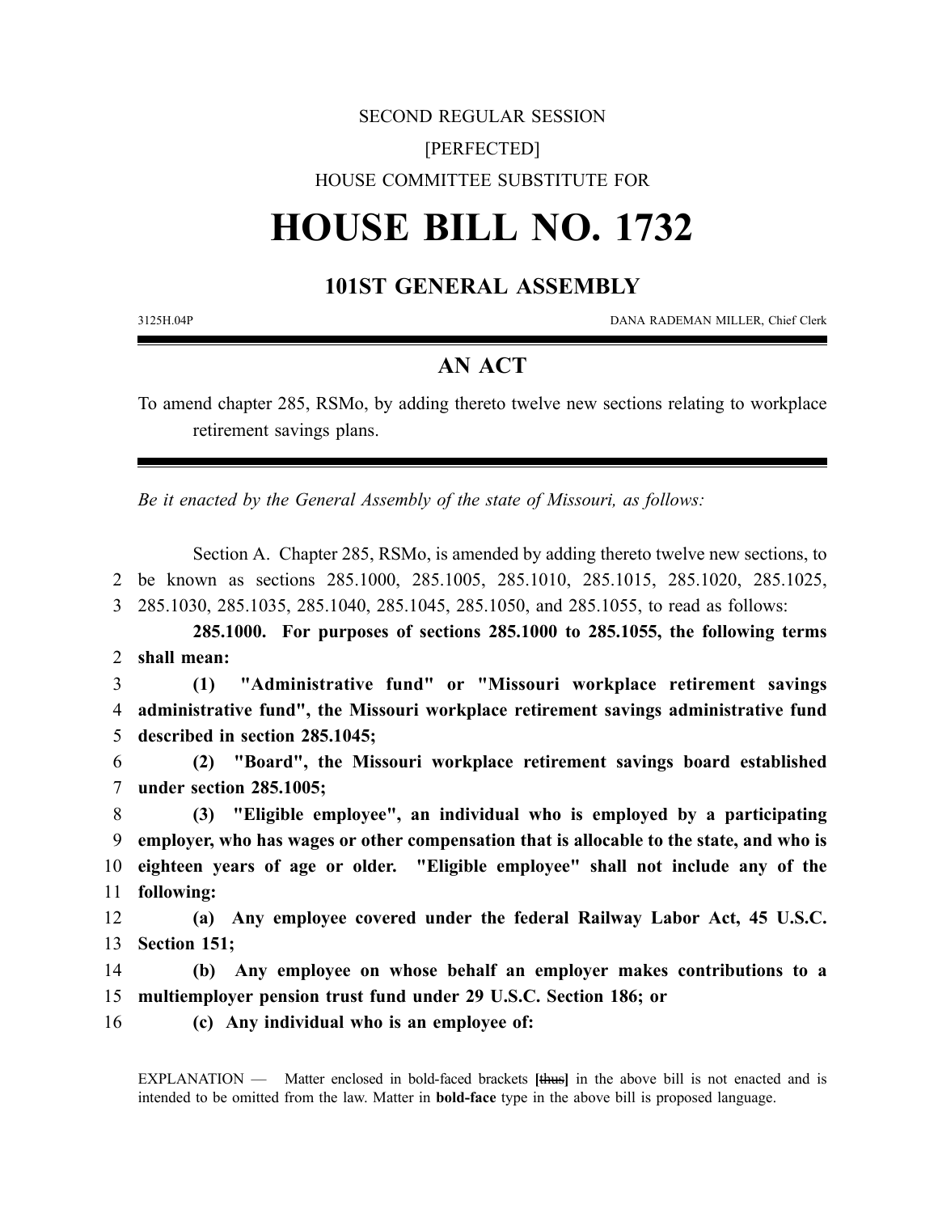SECOND REGULAR SESSION

[PERFECTED]

HOUSE COMMITTEE SUBSTITUTE FOR

# HOUSE BILL NO. 1732

## 101ST GENERAL ASSEMBLY

3125H.04P DANA RADEMAN MILLER, Chief Clerk

## AN ACT

To amend chapter 285, RSMo, by adding thereto twelve new sections relating to workplace retirement savings plans.

*Be it enacted by the General Assembly of the state of Missouri, as follows:*

Section A. Chapter 285, RSMo, is amended by adding thereto twelve new sections, to be known as sections 285.1000, 285.1005, 285.1010, 285.1015, 285.1020, 285.1025, 285.1030, 285.1035, 285.1040, 285.1045, 285.1050, and 285.1055, to read as follows:

**285.1000. For purposes of sections 285.1000 to 285.1055, the following terms shall mean:**

**(1) "Administrative fund" or "Missouri workplace retirement savings administrative fund", the Missouri workplace retirement savings administrative fund described in section 285.1045;**

**(2) "Board", the Missouri workplace retirement savings board established under section 285.1005;**

**(3) "Eligible employee", an individual who is employed by a participating employer, who has wages or other compensation that is allocable to the state, and who is eighteen years of age or older. "Eligible employee" shall not include any of the following:**

**(a) Any employee covered under the federal Railway Labor Act, 45 U.S.C. Section 151;**

**(b) Any employee on whose behalf an employer makes contributions to a multiemployer pension trust fund under 29 U.S.C. Section 186; or**

**(c) Any individual who is an employee of:**

EXPLANATION — Matter enclosed in bold-faced brackets **[~~thus~~]** in the above bill is not enacted and is intended to be omitted from the law. Matter in **bold-face** type in the above bill is proposed language.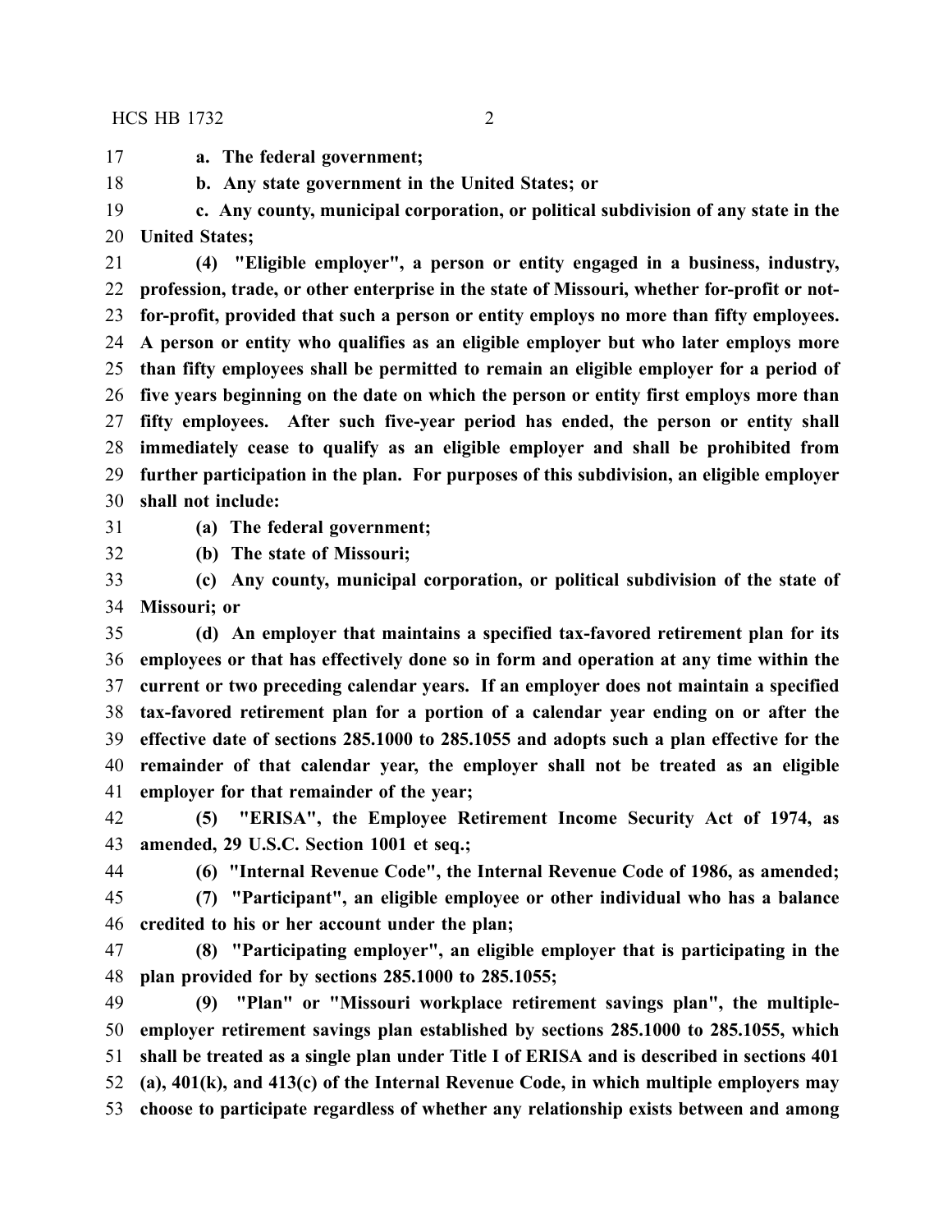**a. The federal government;**

**b. Any state government in the United States; or**

**c. Any county, municipal corporation, or political subdivision of any state in the United States;**

**(4) "Eligible employer", a person or entity engaged in a business, industry, profession, trade, or other enterprise in the state of Missouri, whether for-profit or not-for-profit, provided that such a person or entity employs no more than fifty employees. A person or entity who qualifies as an eligible employer but who later employs more than fifty employees shall be permitted to remain an eligible employer for a period of five years beginning on the date on which the person or entity first employs more than fifty employees. After such five-year period has ended, the person or entity shall immediately cease to qualify as an eligible employer and shall be prohibited from further participation in the plan. For purposes of this subdivision, an eligible employer shall not include:**

**(a) The federal government;**

**(b) The state of Missouri;**

**(c) Any county, municipal corporation, or political subdivision of the state of Missouri; or**

**(d) An employer that maintains a specified tax-favored retirement plan for its employees or that has effectively done so in form and operation at any time within the current or two preceding calendar years. If an employer does not maintain a specified tax-favored retirement plan for a portion of a calendar year ending on or after the effective date of sections 285.1000 to 285.1055 and adopts such a plan effective for the remainder of that calendar year, the employer shall not be treated as an eligible employer for that remainder of the year;**

**(5) "ERISA", the Employee Retirement Income Security Act of 1974, as amended, 29 U.S.C. Section 1001 et seq.;**

**(6) "Internal Revenue Code", the Internal Revenue Code of 1986, as amended;**

**(7) "Participant", an eligible employee or other individual who has a balance credited to his or her account under the plan;**

**(8) "Participating employer", an eligible employer that is participating in the plan provided for by sections 285.1000 to 285.1055;**

**(9) "Plan" or "Missouri workplace retirement savings plan", the multiple-employer retirement savings plan established by sections 285.1000 to 285.1055, which shall be treated as a single plan under Title I of ERISA and is described in sections 401 (a), 401(k), and 413(c) of the Internal Revenue Code, in which multiple employers may choose to participate regardless of whether any relationship exists between and among**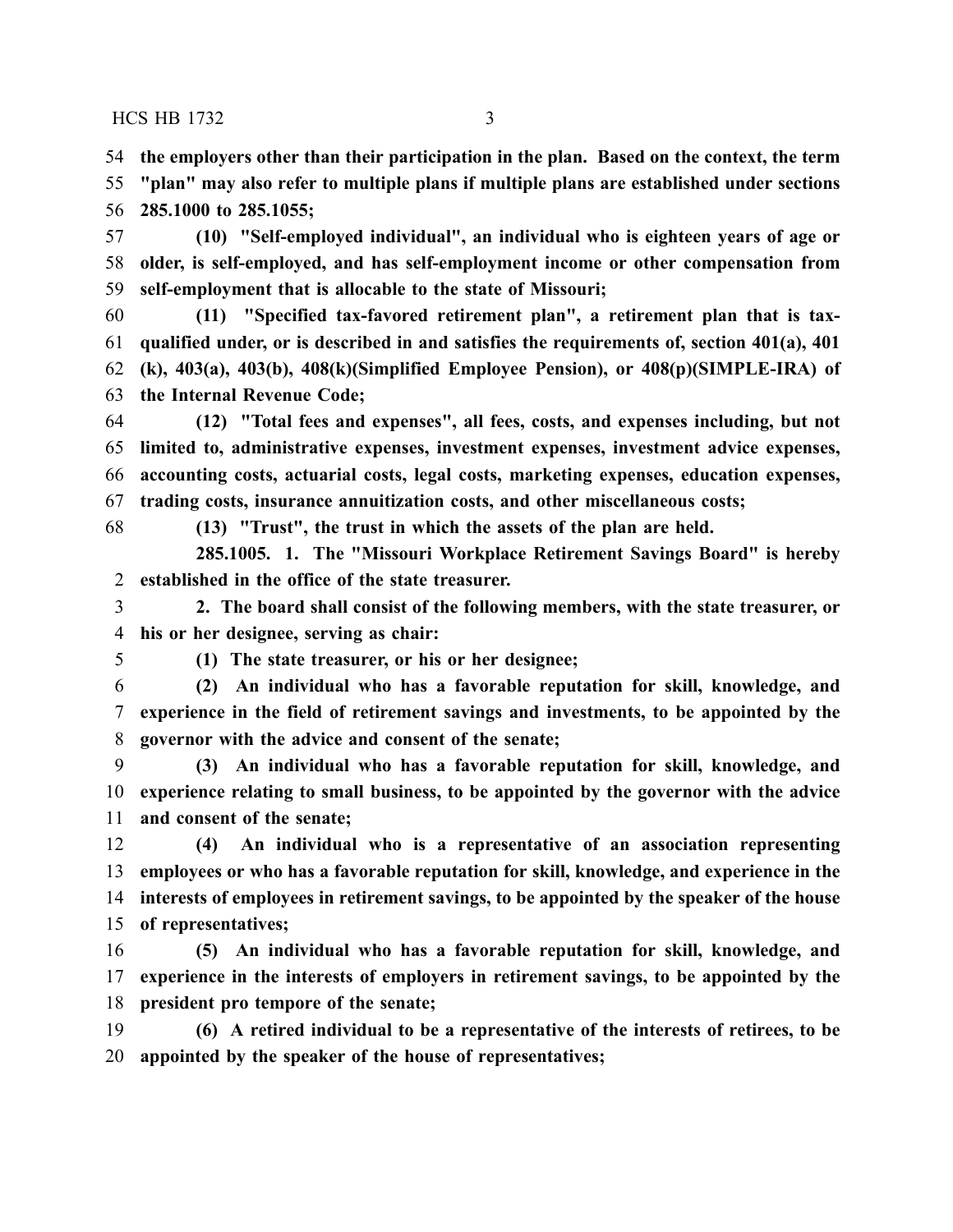**the employers other than their participation in the plan. Based on the context, the term "plan" may also refer to multiple plans if multiple plans are established under sections 285.1000 to 285.1055;**

**(10) "Self-employed individual", an individual who is eighteen years of age or older, is self-employed, and has self-employment income or other compensation from self-employment that is allocable to the state of Missouri;**

**(11) "Specified tax-favored retirement plan", a retirement plan that is tax-qualified under, or is described in and satisfies the requirements of, section 401(a), 401 (k), 403(a), 403(b), 408(k)(Simplified Employee Pension), or 408(p)(SIMPLE-IRA) of the Internal Revenue Code;**

**(12) "Total fees and expenses", all fees, costs, and expenses including, but not limited to, administrative expenses, investment expenses, investment advice expenses, accounting costs, actuarial costs, legal costs, marketing expenses, education expenses, trading costs, insurance annuitization costs, and other miscellaneous costs;**

**(13) "Trust", the trust in which the assets of the plan are held.**

**285.1005. 1. The "Missouri Workplace Retirement Savings Board" is hereby established in the office of the state treasurer.**

**2. The board shall consist of the following members, with the state treasurer, or his or her designee, serving as chair:**

**(1) The state treasurer, or his or her designee;**

**(2) An individual who has a favorable reputation for skill, knowledge, and experience in the field of retirement savings and investments, to be appointed by the governor with the advice and consent of the senate;**

**(3) An individual who has a favorable reputation for skill, knowledge, and experience relating to small business, to be appointed by the governor with the advice and consent of the senate;**

**(4) An individual who is a representative of an association representing employees or who has a favorable reputation for skill, knowledge, and experience in the interests of employees in retirement savings, to be appointed by the speaker of the house of representatives;**

**(5) An individual who has a favorable reputation for skill, knowledge, and experience in the interests of employers in retirement savings, to be appointed by the president pro tempore of the senate;**

**(6) A retired individual to be a representative of the interests of retirees, to be appointed by the speaker of the house of representatives;**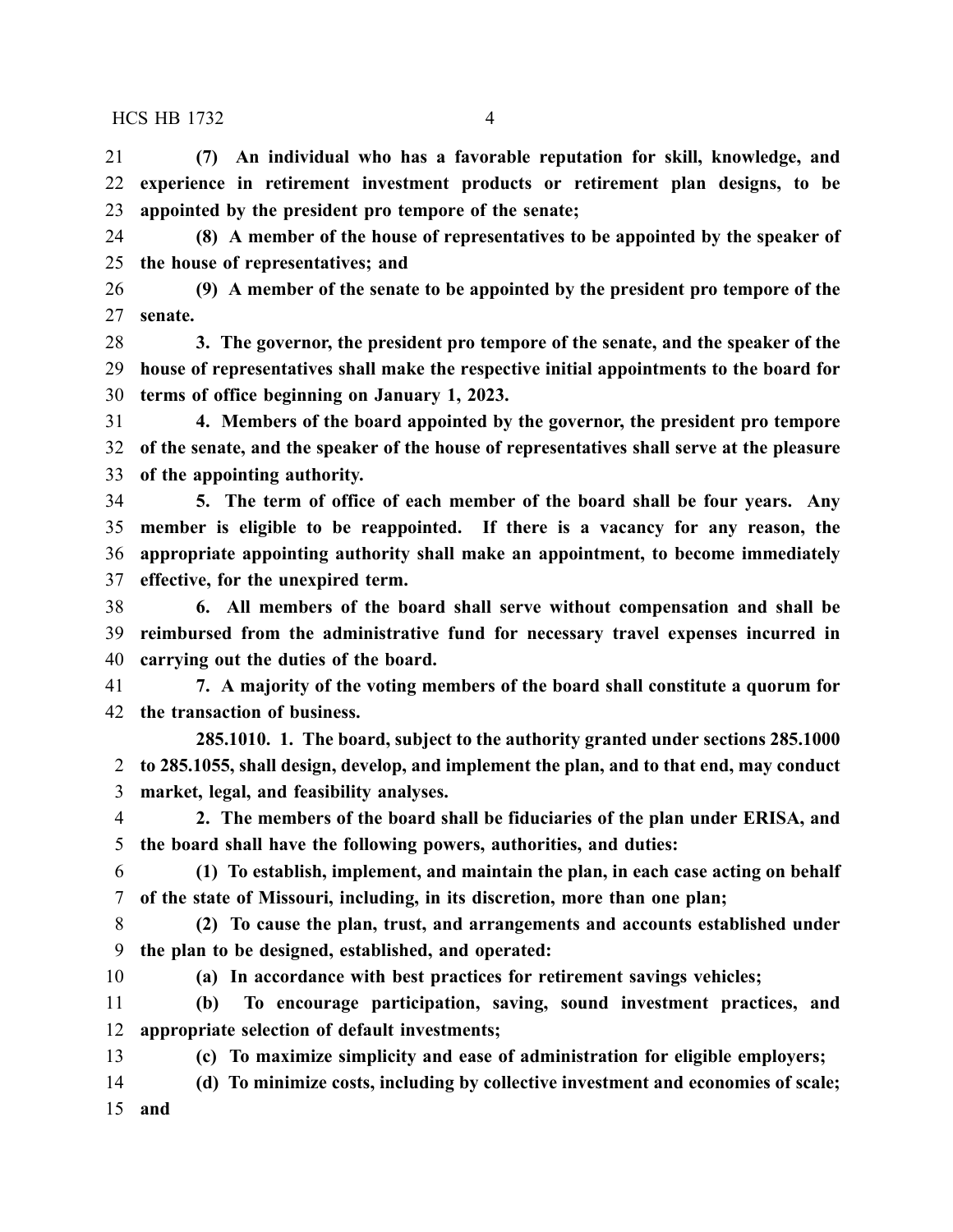**(7) An individual who has a favorable reputation for skill, knowledge, and experience in retirement investment products or retirement plan designs, to be appointed by the president pro tempore of the senate;**

**(8) A member of the house of representatives to be appointed by the speaker of the house of representatives; and**

**(9) A member of the senate to be appointed by the president pro tempore of the senate.**

**3. The governor, the president pro tempore of the senate, and the speaker of the house of representatives shall make the respective initial appointments to the board for terms of office beginning on January 1, 2023.**

**4. Members of the board appointed by the governor, the president pro tempore of the senate, and the speaker of the house of representatives shall serve at the pleasure of the appointing authority.**

**5. The term of office of each member of the board shall be four years. Any member is eligible to be reappointed. If there is a vacancy for any reason, the appropriate appointing authority shall make an appointment, to become immediately effective, for the unexpired term.**

**6. All members of the board shall serve without compensation and shall be reimbursed from the administrative fund for necessary travel expenses incurred in carrying out the duties of the board.**

**7. A majority of the voting members of the board shall constitute a quorum for the transaction of business.**

**285.1010. 1. The board, subject to the authority granted under sections 285.1000 to 285.1055, shall design, develop, and implement the plan, and to that end, may conduct market, legal, and feasibility analyses.**

**2. The members of the board shall be fiduciaries of the plan under ERISA, and the board shall have the following powers, authorities, and duties:**

**(1) To establish, implement, and maintain the plan, in each case acting on behalf of the state of Missouri, including, in its discretion, more than one plan;**

**(2) To cause the plan, trust, and arrangements and accounts established under the plan to be designed, established, and operated:**

**(a) In accordance with best practices for retirement savings vehicles;**

**(b) To encourage participation, saving, sound investment practices, and appropriate selection of default investments;**

**(c) To maximize simplicity and ease of administration for eligible employers;**

**(d) To minimize costs, including by collective investment and economies of scale; and**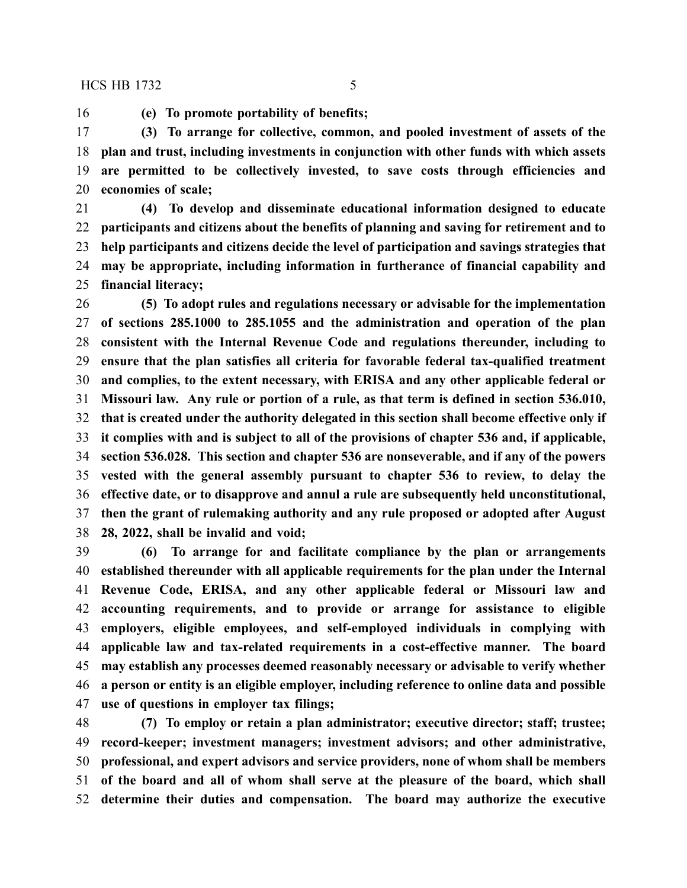**(e) To promote portability of benefits;**

**(3) To arrange for collective, common, and pooled investment of assets of the plan and trust, including investments in conjunction with other funds with which assets are permitted to be collectively invested, to save costs through efficiencies and economies of scale;**

**(4) To develop and disseminate educational information designed to educate participants and citizens about the benefits of planning and saving for retirement and to help participants and citizens decide the level of participation and savings strategies that may be appropriate, including information in furtherance of financial capability and financial literacy;**

**(5) To adopt rules and regulations necessary or advisable for the implementation of sections 285.1000 to 285.1055 and the administration and operation of the plan consistent with the Internal Revenue Code and regulations thereunder, including to ensure that the plan satisfies all criteria for favorable federal tax-qualified treatment and complies, to the extent necessary, with ERISA and any other applicable federal or Missouri law. Any rule or portion of a rule, as that term is defined in section 536.010, that is created under the authority delegated in this section shall become effective only if it complies with and is subject to all of the provisions of chapter 536 and, if applicable, section 536.028. This section and chapter 536 are nonseverable, and if any of the powers vested with the general assembly pursuant to chapter 536 to review, to delay the effective date, or to disapprove and annul a rule are subsequently held unconstitutional, then the grant of rulemaking authority and any rule proposed or adopted after August 28, 2022, shall be invalid and void;**

**(6) To arrange for and facilitate compliance by the plan or arrangements established thereunder with all applicable requirements for the plan under the Internal Revenue Code, ERISA, and any other applicable federal or Missouri law and accounting requirements, and to provide or arrange for assistance to eligible employers, eligible employees, and self-employed individuals in complying with applicable law and tax-related requirements in a cost-effective manner. The board may establish any processes deemed reasonably necessary or advisable to verify whether a person or entity is an eligible employer, including reference to online data and possible use of questions in employer tax filings;**

**(7) To employ or retain a plan administrator; executive director; staff; trustee; record-keeper; investment managers; investment advisors; and other administrative, professional, and expert advisors and service providers, none of whom shall be members of the board and all of whom shall serve at the pleasure of the board, which shall determine their duties and compensation. The board may authorize the executive**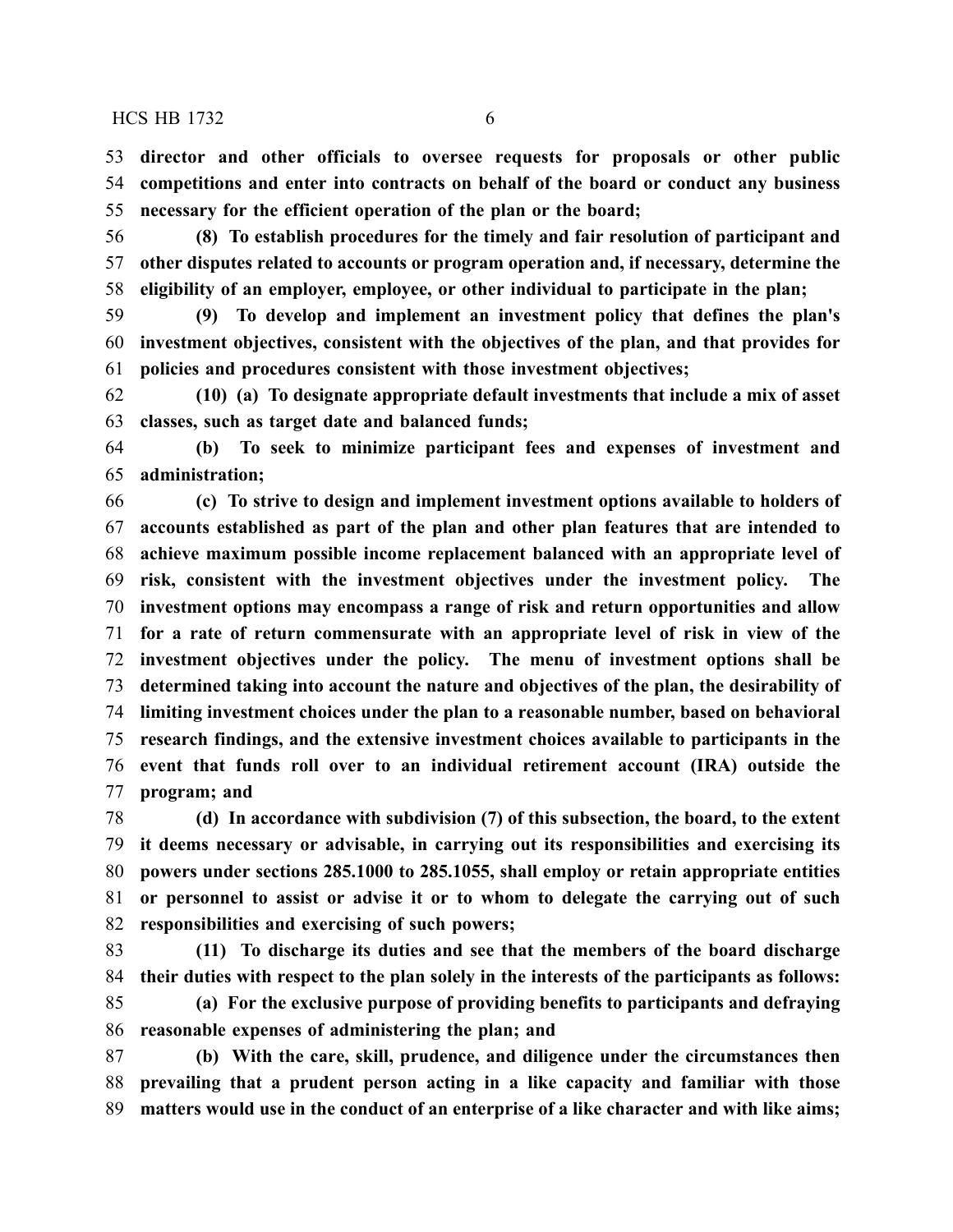**director and other officials to oversee requests for proposals or other public competitions and enter into contracts on behalf of the board or conduct any business necessary for the efficient operation of the plan or the board;**

**(8) To establish procedures for the timely and fair resolution of participant and other disputes related to accounts or program operation and, if necessary, determine the eligibility of an employer, employee, or other individual to participate in the plan;**

**(9) To develop and implement an investment policy that defines the plan's investment objectives, consistent with the objectives of the plan, and that provides for policies and procedures consistent with those investment objectives;**

**(10) (a) To designate appropriate default investments that include a mix of asset classes, such as target date and balanced funds;**

**(b) To seek to minimize participant fees and expenses of investment and administration;**

**(c) To strive to design and implement investment options available to holders of accounts established as part of the plan and other plan features that are intended to achieve maximum possible income replacement balanced with an appropriate level of risk, consistent with the investment objectives under the investment policy. The investment options may encompass a range of risk and return opportunities and allow for a rate of return commensurate with an appropriate level of risk in view of the investment objectives under the policy. The menu of investment options shall be determined taking into account the nature and objectives of the plan, the desirability of limiting investment choices under the plan to a reasonable number, based on behavioral research findings, and the extensive investment choices available to participants in the event that funds roll over to an individual retirement account (IRA) outside the program; and**

**(d) In accordance with subdivision (7) of this subsection, the board, to the extent it deems necessary or advisable, in carrying out its responsibilities and exercising its powers under sections 285.1000 to 285.1055, shall employ or retain appropriate entities or personnel to assist or advise it or to whom to delegate the carrying out of such responsibilities and exercising of such powers;**

**(11) To discharge its duties and see that the members of the board discharge their duties with respect to the plan solely in the interests of the participants as follows:**

**(a) For the exclusive purpose of providing benefits to participants and defraying reasonable expenses of administering the plan; and**

**(b) With the care, skill, prudence, and diligence under the circumstances then prevailing that a prudent person acting in a like capacity and familiar with those matters would use in the conduct of an enterprise of a like character and with like aims;**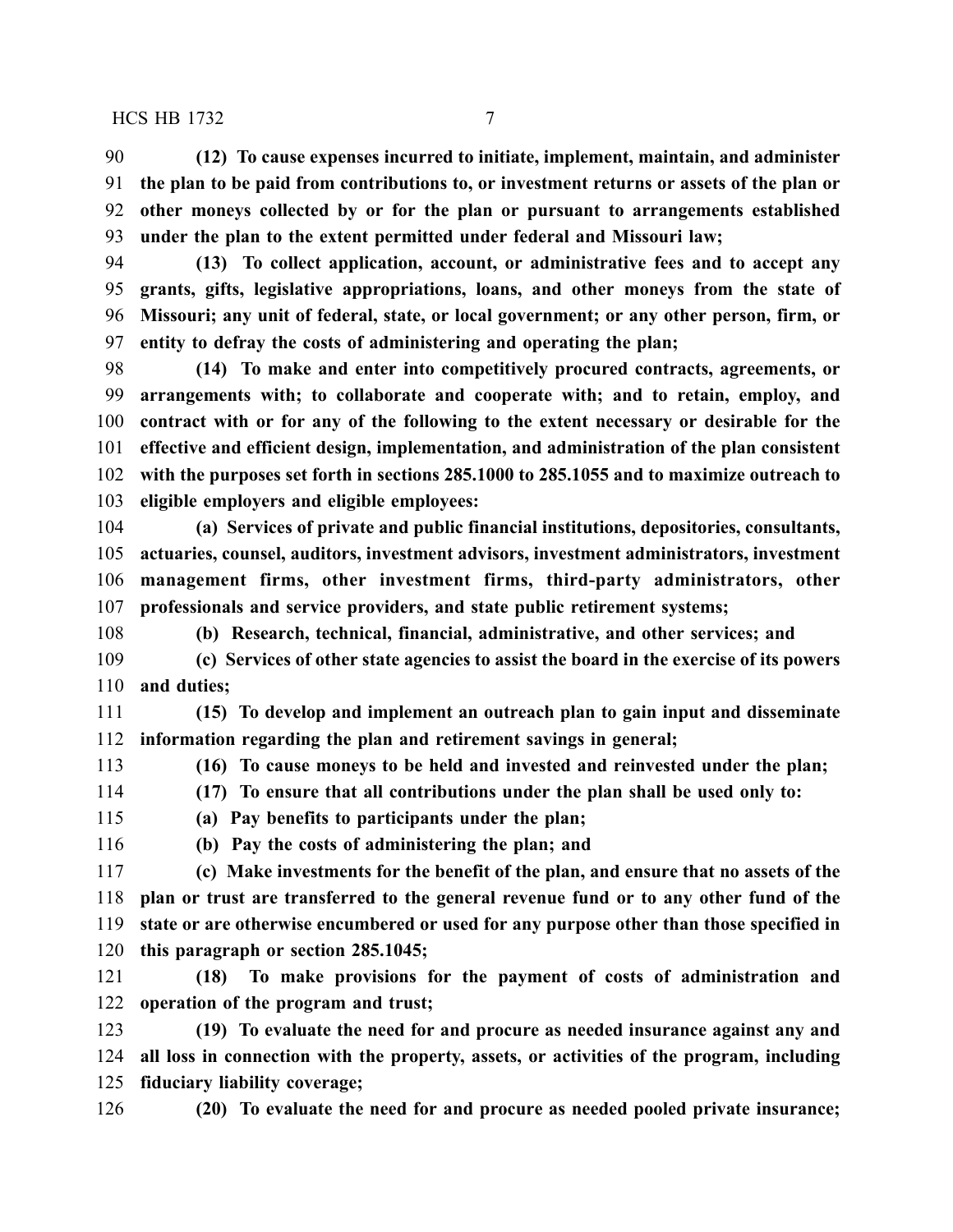**(12) To cause expenses incurred to initiate, implement, maintain, and administer the plan to be paid from contributions to, or investment returns or assets of the plan or other moneys collected by or for the plan or pursuant to arrangements established under the plan to the extent permitted under federal and Missouri law;**

**(13) To collect application, account, or administrative fees and to accept any grants, gifts, legislative appropriations, loans, and other moneys from the state of Missouri; any unit of federal, state, or local government; or any other person, firm, or entity to defray the costs of administering and operating the plan;**

**(14) To make and enter into competitively procured contracts, agreements, or arrangements with; to collaborate and cooperate with; and to retain, employ, and contract with or for any of the following to the extent necessary or desirable for the effective and efficient design, implementation, and administration of the plan consistent with the purposes set forth in sections 285.1000 to 285.1055 and to maximize outreach to eligible employers and eligible employees:**

**(a) Services of private and public financial institutions, depositories, consultants, actuaries, counsel, auditors, investment advisors, investment administrators, investment management firms, other investment firms, third-party administrators, other professionals and service providers, and state public retirement systems;**

**(b) Research, technical, financial, administrative, and other services; and**

**(c) Services of other state agencies to assist the board in the exercise of its powers and duties;**

**(15) To develop and implement an outreach plan to gain input and disseminate information regarding the plan and retirement savings in general;**

**(16) To cause moneys to be held and invested and reinvested under the plan;**

**(17) To ensure that all contributions under the plan shall be used only to:**

**(a) Pay benefits to participants under the plan;**

**(b) Pay the costs of administering the plan; and**

**(c) Make investments for the benefit of the plan, and ensure that no assets of the plan or trust are transferred to the general revenue fund or to any other fund of the state or are otherwise encumbered or used for any purpose other than those specified in this paragraph or section 285.1045;**

**(18) To make provisions for the payment of costs of administration and operation of the program and trust;**

**(19) To evaluate the need for and procure as needed insurance against any and all loss in connection with the property, assets, or activities of the program, including fiduciary liability coverage;**

**(20) To evaluate the need for and procure as needed pooled private insurance;**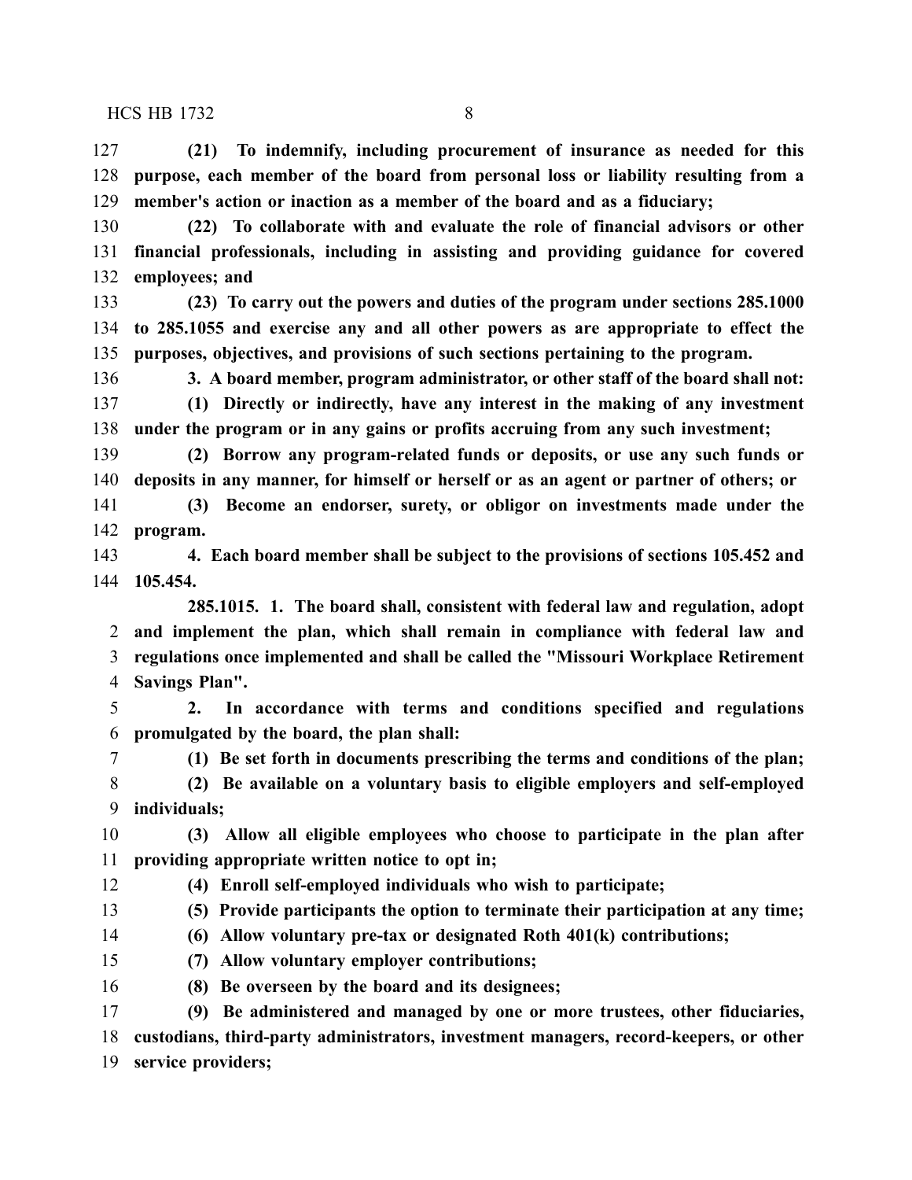**(21) To indemnify, including procurement of insurance as needed for this purpose, each member of the board from personal loss or liability resulting from a member's action or inaction as a member of the board and as a fiduciary;**

**(22) To collaborate with and evaluate the role of financial advisors or other financial professionals, including in assisting and providing guidance for covered employees; and**

**(23) To carry out the powers and duties of the program under sections 285.1000 to 285.1055 and exercise any and all other powers as are appropriate to effect the purposes, objectives, and provisions of such sections pertaining to the program.**

**3. A board member, program administrator, or other staff of the board shall not:**

**(1) Directly or indirectly, have any interest in the making of any investment under the program or in any gains or profits accruing from any such investment;**

**(2) Borrow any program-related funds or deposits, or use any such funds or deposits in any manner, for himself or herself or as an agent or partner of others; or**

**(3) Become an endorser, surety, or obligor on investments made under the program.**

**4. Each board member shall be subject to the provisions of sections 105.452 and 105.454.**

**285.1015. 1. The board shall, consistent with federal law and regulation, adopt and implement the plan, which shall remain in compliance with federal law and regulations once implemented and shall be called the "Missouri Workplace Retirement Savings Plan".**

**2. In accordance with terms and conditions specified and regulations promulgated by the board, the plan shall:**

**(1) Be set forth in documents prescribing the terms and conditions of the plan;**

**(2) Be available on a voluntary basis to eligible employers and self-employed individuals;**

**(3) Allow all eligible employees who choose to participate in the plan after providing appropriate written notice to opt in;**

**(4) Enroll self-employed individuals who wish to participate;**

**(5) Provide participants the option to terminate their participation at any time;**

**(6) Allow voluntary pre-tax or designated Roth 401(k) contributions;**

**(7) Allow voluntary employer contributions;**

**(8) Be overseen by the board and its designees;**

**(9) Be administered and managed by one or more trustees, other fiduciaries, custodians, third-party administrators, investment managers, record-keepers, or other service providers;**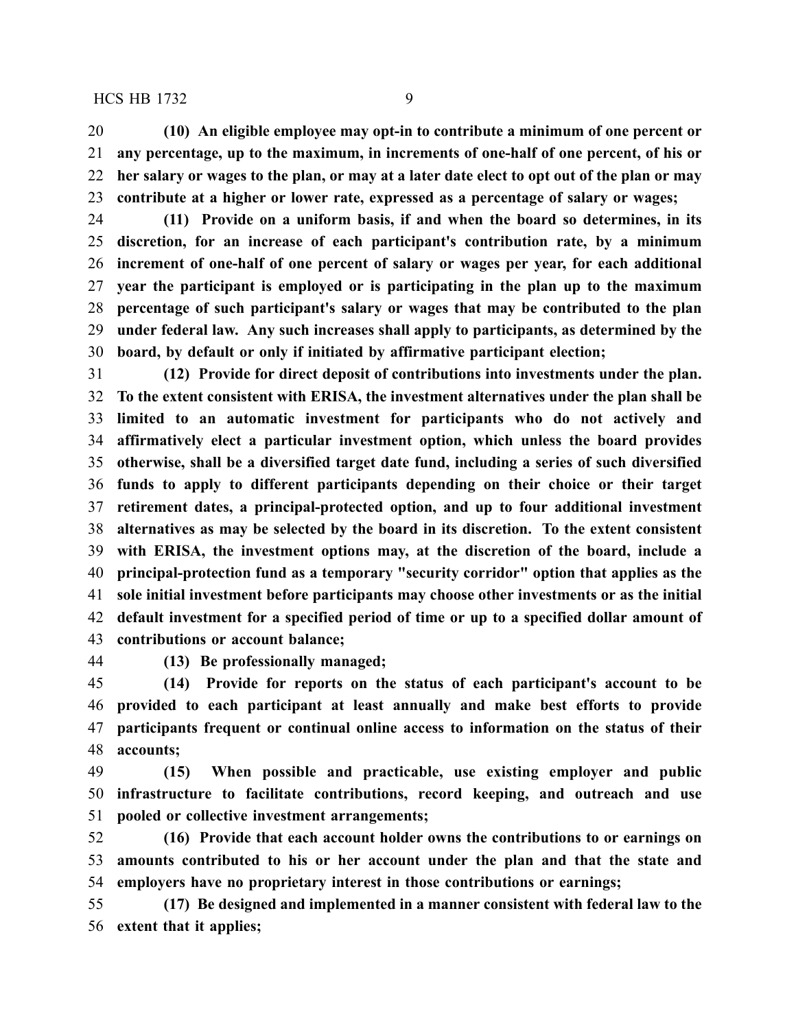**(10) An eligible employee may opt-in to contribute a minimum of one percent or any percentage, up to the maximum, in increments of one-half of one percent, of his or her salary or wages to the plan, or may at a later date elect to opt out of the plan or may contribute at a higher or lower rate, expressed as a percentage of salary or wages;**

**(11) Provide on a uniform basis, if and when the board so determines, in its discretion, for an increase of each participant's contribution rate, by a minimum increment of one-half of one percent of salary or wages per year, for each additional year the participant is employed or is participating in the plan up to the maximum percentage of such participant's salary or wages that may be contributed to the plan under federal law. Any such increases shall apply to participants, as determined by the board, by default or only if initiated by affirmative participant election;**

**(12) Provide for direct deposit of contributions into investments under the plan. To the extent consistent with ERISA, the investment alternatives under the plan shall be limited to an automatic investment for participants who do not actively and affirmatively elect a particular investment option, which unless the board provides otherwise, shall be a diversified target date fund, including a series of such diversified funds to apply to different participants depending on their choice or their target retirement dates, a principal-protected option, and up to four additional investment alternatives as may be selected by the board in its discretion. To the extent consistent with ERISA, the investment options may, at the discretion of the board, include a principal-protection fund as a temporary "security corridor" option that applies as the sole initial investment before participants may choose other investments or as the initial default investment for a specified period of time or up to a specified dollar amount of contributions or account balance;**

**(13) Be professionally managed;**

**(14) Provide for reports on the status of each participant's account to be provided to each participant at least annually and make best efforts to provide participants frequent or continual online access to information on the status of their accounts;**

**(15) When possible and practicable, use existing employer and public infrastructure to facilitate contributions, record keeping, and outreach and use pooled or collective investment arrangements;**

**(16) Provide that each account holder owns the contributions to or earnings on amounts contributed to his or her account under the plan and that the state and employers have no proprietary interest in those contributions or earnings;**

**(17) Be designed and implemented in a manner consistent with federal law to the extent that it applies;**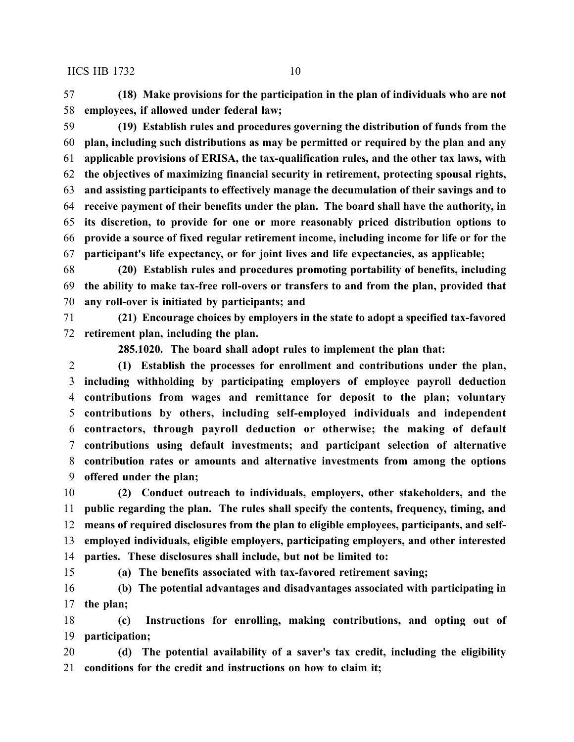**(18) Make provisions for the participation in the plan of individuals who are not employees, if allowed under federal law;**

**(19) Establish rules and procedures governing the distribution of funds from the plan, including such distributions as may be permitted or required by the plan and any applicable provisions of ERISA, the tax-qualification rules, and the other tax laws, with the objectives of maximizing financial security in retirement, protecting spousal rights, and assisting participants to effectively manage the decumulation of their savings and to receive payment of their benefits under the plan. The board shall have the authority, in its discretion, to provide for one or more reasonably priced distribution options to provide a source of fixed regular retirement income, including income for life or for the participant's life expectancy, or for joint lives and life expectancies, as applicable;**

**(20) Establish rules and procedures promoting portability of benefits, including the ability to make tax-free roll-overs or transfers to and from the plan, provided that any roll-over is initiated by participants; and**

**(21) Encourage choices by employers in the state to adopt a specified tax-favored retirement plan, including the plan.**

**285.1020. The board shall adopt rules to implement the plan that:**

**(1) Establish the processes for enrollment and contributions under the plan, including withholding by participating employers of employee payroll deduction contributions from wages and remittance for deposit to the plan; voluntary contributions by others, including self-employed individuals and independent contractors, through payroll deduction or otherwise; the making of default contributions using default investments; and participant selection of alternative contribution rates or amounts and alternative investments from among the options offered under the plan;**

**(2) Conduct outreach to individuals, employers, other stakeholders, and the public regarding the plan. The rules shall specify the contents, frequency, timing, and means of required disclosures from the plan to eligible employees, participants, and self-employed individuals, eligible employers, participating employers, and other interested parties. These disclosures shall include, but not be limited to:**

**(a) The benefits associated with tax-favored retirement saving;**

**(b) The potential advantages and disadvantages associated with participating in the plan;**

**(c) Instructions for enrolling, making contributions, and opting out of participation;**

**(d) The potential availability of a saver's tax credit, including the eligibility conditions for the credit and instructions on how to claim it;**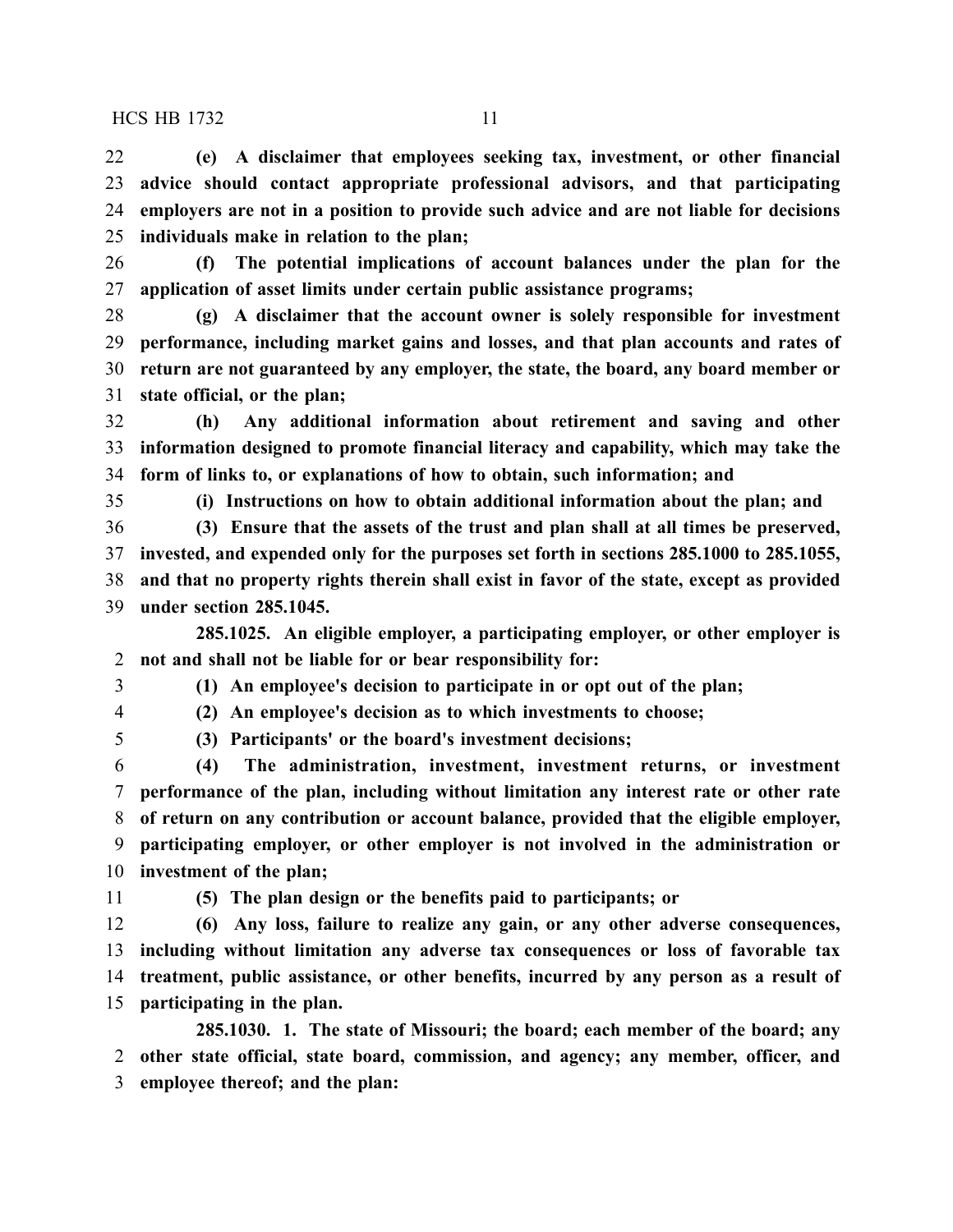**(e) A disclaimer that employees seeking tax, investment, or other financial advice should contact appropriate professional advisors, and that participating employers are not in a position to provide such advice and are not liable for decisions individuals make in relation to the plan;**

**(f) The potential implications of account balances under the plan for the application of asset limits under certain public assistance programs;**

**(g) A disclaimer that the account owner is solely responsible for investment performance, including market gains and losses, and that plan accounts and rates of return are not guaranteed by any employer, the state, the board, any board member or state official, or the plan;**

**(h) Any additional information about retirement and saving and other information designed to promote financial literacy and capability, which may take the form of links to, or explanations of how to obtain, such information; and**

**(i) Instructions on how to obtain additional information about the plan; and**

**(3) Ensure that the assets of the trust and plan shall at all times be preserved, invested, and expended only for the purposes set forth in sections 285.1000 to 285.1055, and that no property rights therein shall exist in favor of the state, except as provided under section 285.1045.**

**285.1025. An eligible employer, a participating employer, or other employer is not and shall not be liable for or bear responsibility for:**

**(1) An employee's decision to participate in or opt out of the plan;**

**(2) An employee's decision as to which investments to choose;**

**(3) Participants' or the board's investment decisions;**

**(4) The administration, investment, investment returns, or investment performance of the plan, including without limitation any interest rate or other rate of return on any contribution or account balance, provided that the eligible employer, participating employer, or other employer is not involved in the administration or investment of the plan;**

**(5) The plan design or the benefits paid to participants; or**

**(6) Any loss, failure to realize any gain, or any other adverse consequences, including without limitation any adverse tax consequences or loss of favorable tax treatment, public assistance, or other benefits, incurred by any person as a result of participating in the plan.**

**285.1030. 1. The state of Missouri; the board; each member of the board; any other state official, state board, commission, and agency; any member, officer, and employee thereof; and the plan:**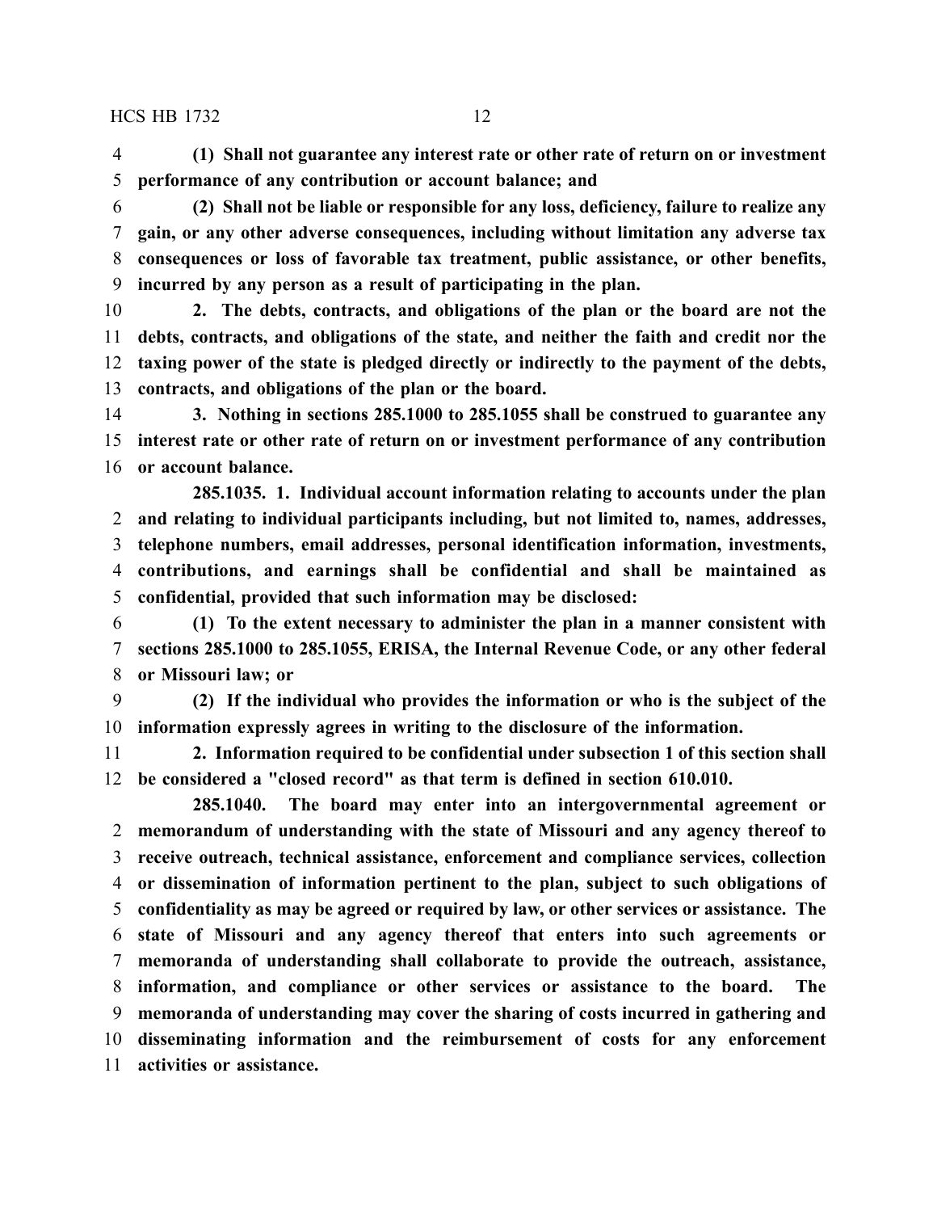**(1) Shall not guarantee any interest rate or other rate of return on or investment performance of any contribution or account balance; and**

**(2) Shall not be liable or responsible for any loss, deficiency, failure to realize any gain, or any other adverse consequences, including without limitation any adverse tax consequences or loss of favorable tax treatment, public assistance, or other benefits, incurred by any person as a result of participating in the plan.**

**2. The debts, contracts, and obligations of the plan or the board are not the debts, contracts, and obligations of the state, and neither the faith and credit nor the taxing power of the state is pledged directly or indirectly to the payment of the debts, contracts, and obligations of the plan or the board.**

**3. Nothing in sections 285.1000 to 285.1055 shall be construed to guarantee any interest rate or other rate of return on or investment performance of any contribution or account balance.**

**285.1035. 1. Individual account information relating to accounts under the plan and relating to individual participants including, but not limited to, names, addresses, telephone numbers, email addresses, personal identification information, investments, contributions, and earnings shall be confidential and shall be maintained as confidential, provided that such information may be disclosed:**

**(1) To the extent necessary to administer the plan in a manner consistent with sections 285.1000 to 285.1055, ERISA, the Internal Revenue Code, or any other federal or Missouri law; or**

**(2) If the individual who provides the information or who is the subject of the information expressly agrees in writing to the disclosure of the information.**

**2. Information required to be confidential under subsection 1 of this section shall be considered a "closed record" as that term is defined in section 610.010.**

**285.1040. The board may enter into an intergovernmental agreement or memorandum of understanding with the state of Missouri and any agency thereof to receive outreach, technical assistance, enforcement and compliance services, collection or dissemination of information pertinent to the plan, subject to such obligations of confidentiality as may be agreed or required by law, or other services or assistance. The state of Missouri and any agency thereof that enters into such agreements or memoranda of understanding shall collaborate to provide the outreach, assistance, information, and compliance or other services or assistance to the board. The memoranda of understanding may cover the sharing of costs incurred in gathering and disseminating information and the reimbursement of costs for any enforcement activities or assistance.**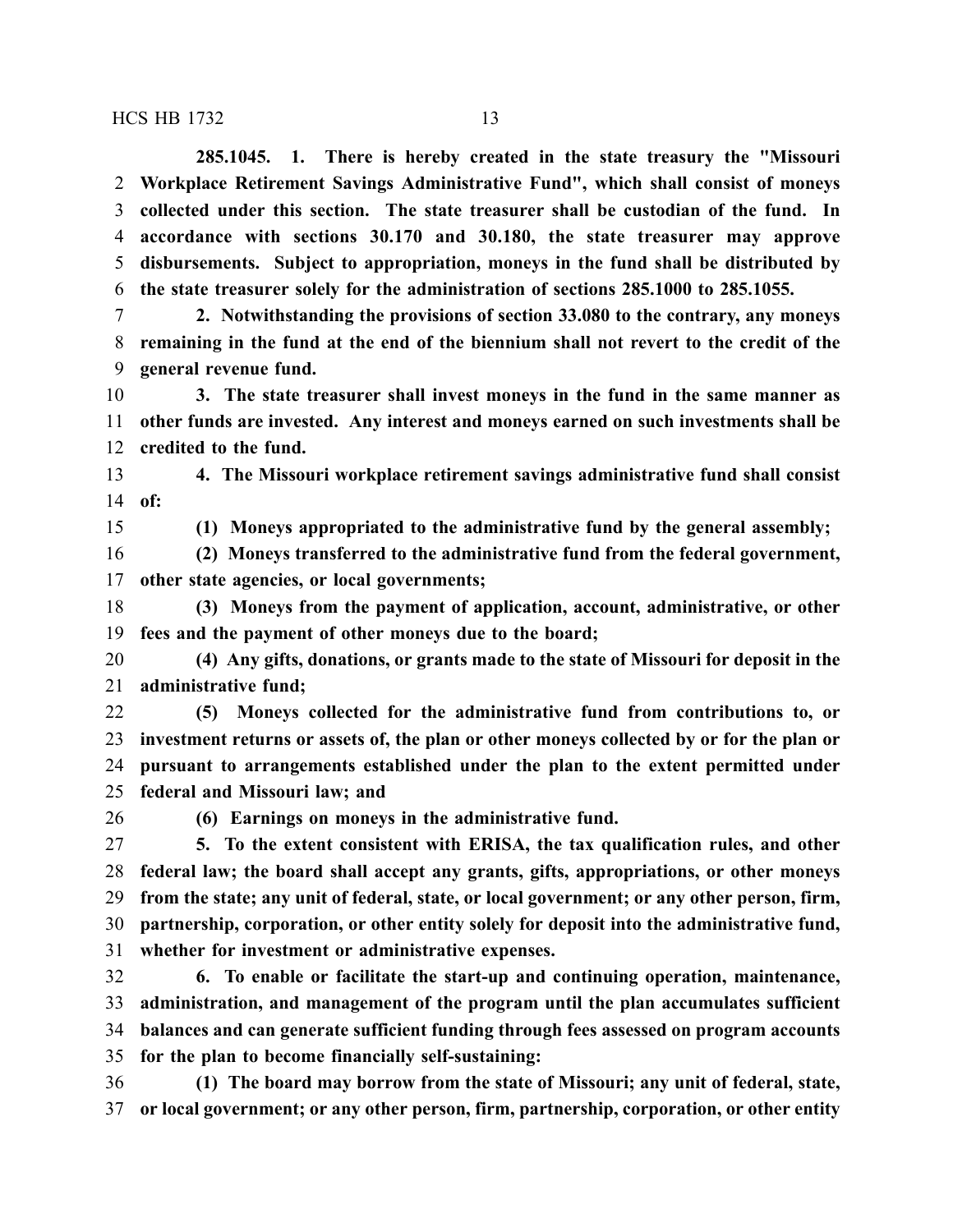**285.1045. 1. There is hereby created in the state treasury the "Missouri Workplace Retirement Savings Administrative Fund", which shall consist of moneys collected under this section. The state treasurer shall be custodian of the fund. In accordance with sections 30.170 and 30.180, the state treasurer may approve disbursements. Subject to appropriation, moneys in the fund shall be distributed by the state treasurer solely for the administration of sections 285.1000 to 285.1055.**

**2. Notwithstanding the provisions of section 33.080 to the contrary, any moneys remaining in the fund at the end of the biennium shall not revert to the credit of the general revenue fund.**

**3. The state treasurer shall invest moneys in the fund in the same manner as other funds are invested. Any interest and moneys earned on such investments shall be credited to the fund.**

**4. The Missouri workplace retirement savings administrative fund shall consist of:**

**(1) Moneys appropriated to the administrative fund by the general assembly;**

**(2) Moneys transferred to the administrative fund from the federal government, other state agencies, or local governments;**

**(3) Moneys from the payment of application, account, administrative, or other fees and the payment of other moneys due to the board;**

**(4) Any gifts, donations, or grants made to the state of Missouri for deposit in the administrative fund;**

**(5) Moneys collected for the administrative fund from contributions to, or investment returns or assets of, the plan or other moneys collected by or for the plan or pursuant to arrangements established under the plan to the extent permitted under federal and Missouri law; and**

**(6) Earnings on moneys in the administrative fund.**

**5. To the extent consistent with ERISA, the tax qualification rules, and other federal law; the board shall accept any grants, gifts, appropriations, or other moneys from the state; any unit of federal, state, or local government; or any other person, firm, partnership, corporation, or other entity solely for deposit into the administrative fund, whether for investment or administrative expenses.**

**6. To enable or facilitate the start-up and continuing operation, maintenance, administration, and management of the program until the plan accumulates sufficient balances and can generate sufficient funding through fees assessed on program accounts for the plan to become financially self-sustaining:**

**(1) The board may borrow from the state of Missouri; any unit of federal, state, or local government; or any other person, firm, partnership, corporation, or other entity**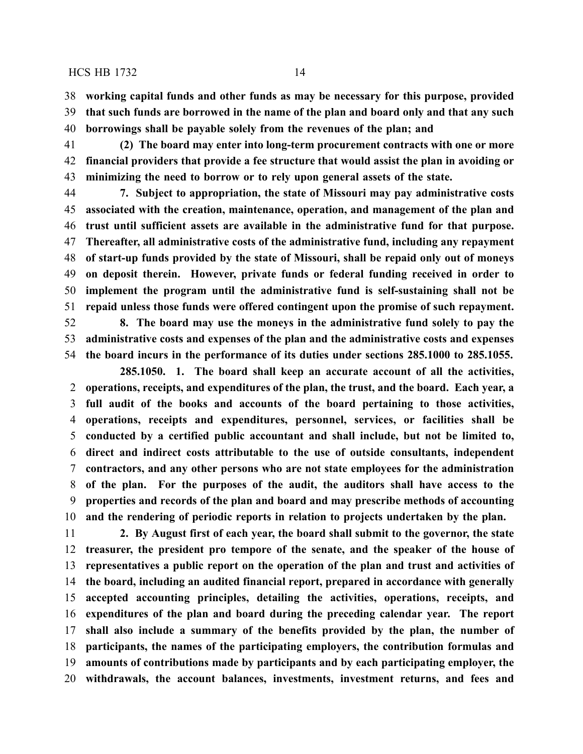**working capital funds and other funds as may be necessary for this purpose, provided that such funds are borrowed in the name of the plan and board only and that any such borrowings shall be payable solely from the revenues of the plan; and**

**(2) The board may enter into long-term procurement contracts with one or more financial providers that provide a fee structure that would assist the plan in avoiding or minimizing the need to borrow or to rely upon general assets of the state.**

**7. Subject to appropriation, the state of Missouri may pay administrative costs associated with the creation, maintenance, operation, and management of the plan and trust until sufficient assets are available in the administrative fund for that purpose. Thereafter, all administrative costs of the administrative fund, including any repayment of start-up funds provided by the state of Missouri, shall be repaid only out of moneys on deposit therein. However, private funds or federal funding received in order to implement the program until the administrative fund is self-sustaining shall not be repaid unless those funds were offered contingent upon the promise of such repayment.**

**8. The board may use the moneys in the administrative fund solely to pay the administrative costs and expenses of the plan and the administrative costs and expenses the board incurs in the performance of its duties under sections 285.1000 to 285.1055.**

**285.1050. 1. The board shall keep an accurate account of all the activities, operations, receipts, and expenditures of the plan, the trust, and the board. Each year, a full audit of the books and accounts of the board pertaining to those activities, operations, receipts and expenditures, personnel, services, or facilities shall be conducted by a certified public accountant and shall include, but not be limited to, direct and indirect costs attributable to the use of outside consultants, independent contractors, and any other persons who are not state employees for the administration of the plan. For the purposes of the audit, the auditors shall have access to the properties and records of the plan and board and may prescribe methods of accounting and the rendering of periodic reports in relation to projects undertaken by the plan.**

**2. By August first of each year, the board shall submit to the governor, the state treasurer, the president pro tempore of the senate, and the speaker of the house of representatives a public report on the operation of the plan and trust and activities of the board, including an audited financial report, prepared in accordance with generally accepted accounting principles, detailing the activities, operations, receipts, and expenditures of the plan and board during the preceding calendar year. The report shall also include a summary of the benefits provided by the plan, the number of participants, the names of the participating employers, the contribution formulas and amounts of contributions made by participants and by each participating employer, the withdrawals, the account balances, investments, investment returns, and fees and**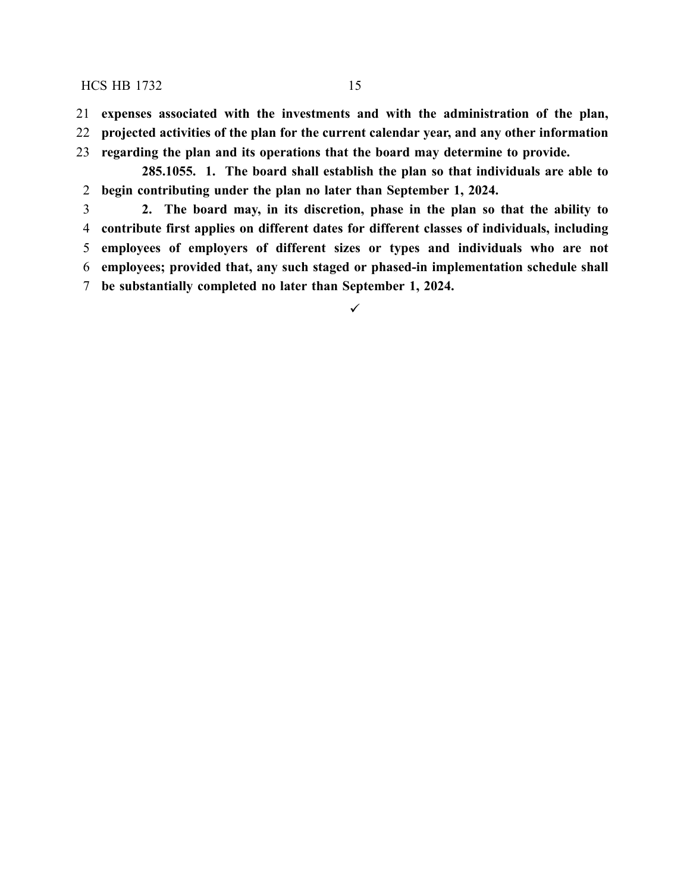**expenses associated with the investments and with the administration of the plan, projected activities of the plan for the current calendar year, and any other information regarding the plan and its operations that the board may determine to provide.**

**285.1055. 1. The board shall establish the plan so that individuals are able to begin contributing under the plan no later than September 1, 2024.**

**2. The board may, in its discretion, phase in the plan so that the ability to contribute first applies on different dates for different classes of individuals, including employees of employers of different sizes or types and individuals who are not employees; provided that, any such staged or phased-in implementation schedule shall be substantially completed no later than September 1, 2024.**

✓